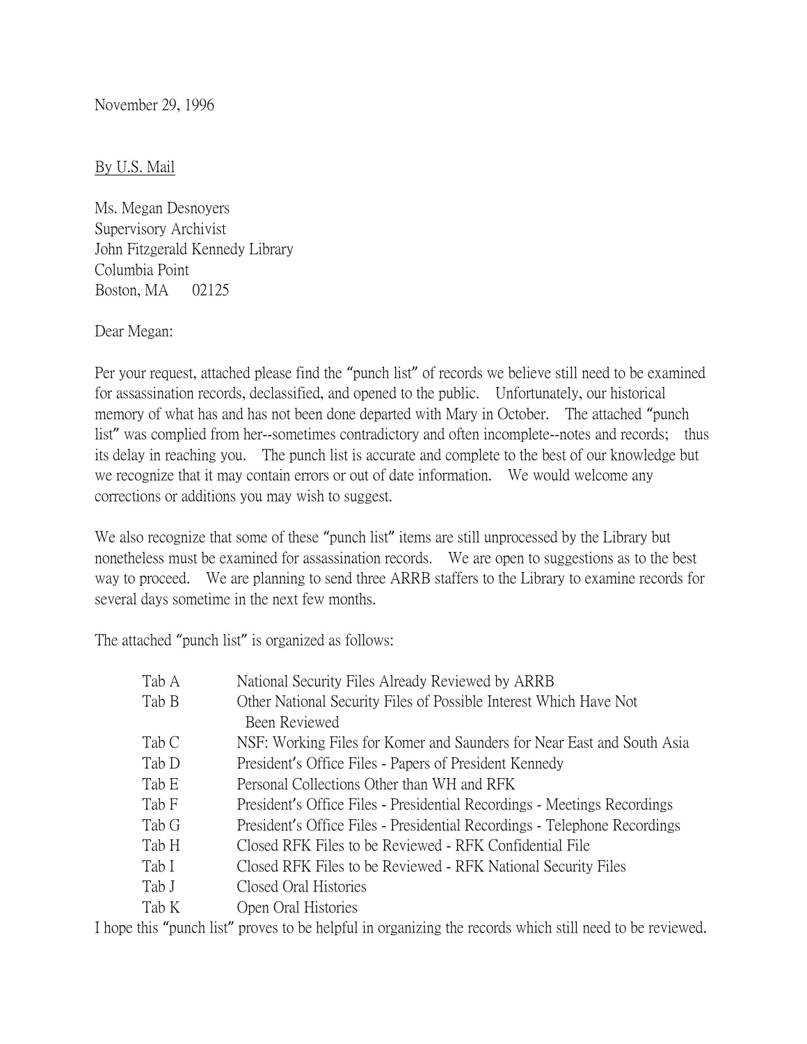November 29, 1996

By U.S. Mail

Ms. Megan Desnoyers
Supervisory Archivist
John Fitzgerald Kennedy Library
Columbia Point
Boston, MA 02125

Dear Megan:

Per your request, attached please find the "punch list" of records we believe still need to be examined for assassination records, declassified, and opened to the public. Unfortunately, our historical memory of what has and has not been done departed with Mary in October. The attached "punch list" was complied from her--sometimes contradictory and often incomplete--notes and records; thus its delay in reaching you. The punch list is accurate and complete to the best of our knowledge but we recognize that it may contain errors or out of date information. We would welcome any corrections or additions you may wish to suggest.

We also recognize that some of these "punch list" items are still unprocessed by the Library but nonetheless must be examined for assassination records. We are open to suggestions as to the best way to proceed. We are planning to send three ARRB staffers to the Library to examine records for several days sometime in the next few months.

The attached "punch list" is organized as follows:

| | |
|---|---|
| Tab A | National Security Files Already Reviewed by ARRB |
| Tab B | Other National Security Files of Possible Interest Which Have Not Been Reviewed |
| Tab C | NSF: Working Files for Komer and Saunders for Near East and South Asia |
| Tab D | President's Office Files - Papers of President Kennedy |
| Tab E | Personal Collections Other than WH and RFK |
| Tab F | President's Office Files - Presidential Recordings - Meetings Recordings |
| Tab G | President's Office Files - Presidential Recordings - Telephone Recordings |
| Tab H | Closed RFK Files to be Reviewed - RFK Confidential File |
| Tab I | Closed RFK Files to be Reviewed - RFK National Security Files |
| Tab J | Closed Oral Histories |
| Tab K | Open Oral Histories |

I hope this "punch list" proves to be helpful in organizing the records which still need to be reviewed.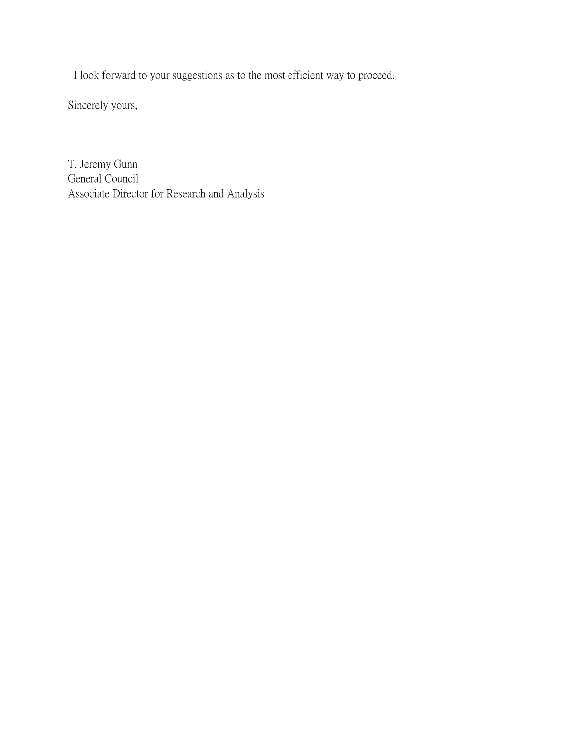I look forward to your suggestions as to the most efficient way to proceed.

Sincerely yours,

T. Jeremy Gunn  
General Council  
Associate Director for Research and Analysis